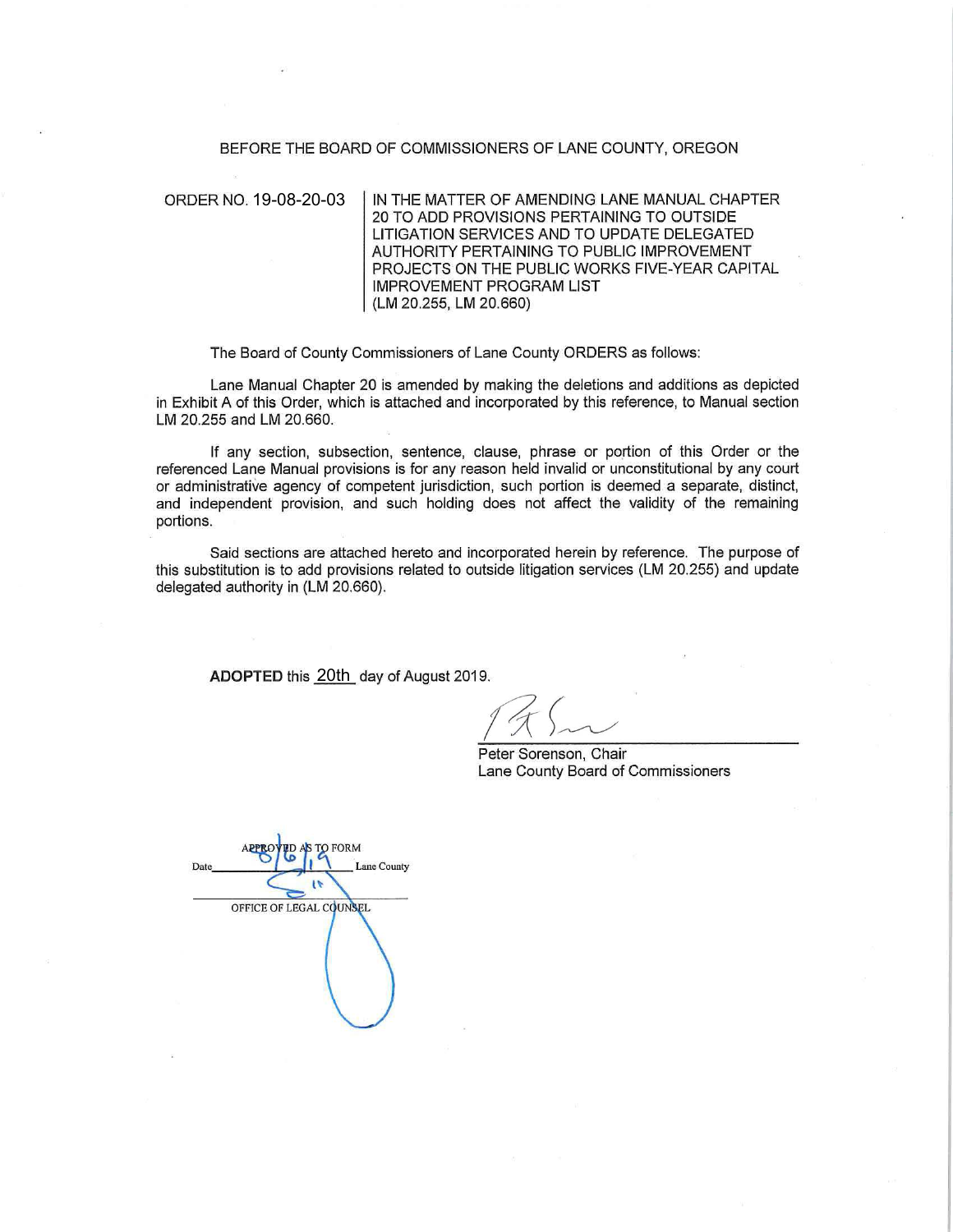BEFORE THE BOARD OF COMMISSIONERS OF LANE COUNTY, OREGON

| ORDER NO. 19-08-20-03 | IN THE MATTER OF AMENDING LANE MANUAL CHAPTER 20 TO ADD PROVISIONS PERTAINING TO OUTSIDE LITIGATION SERVICES AND TO UPDATE DELEGATED AUTHORITY PERTAINING TO PUBLIC IMPROVEMENT PROJECTS ON THE PUBLIC WORKS FIVE-YEAR CAPITAL IMPROVEMENT PROGRAM LIST (LM 20.255, LM 20.660) |
|---|---|

The Board of County Commissioners of Lane County ORDERS as follows:

Lane Manual Chapter 20 is amended by making the deletions and additions as depicted in Exhibit A of this Order, which is attached and incorporated by this reference, to Manual section LM 20.255 and LM 20.660.

If any section, subsection, sentence, clause, phrase or portion of this Order or the referenced Lane Manual provisions is for any reason held invalid or unconstitutional by any court or administrative agency of competent jurisdiction, such portion is deemed a separate, distinct, and independent provision, and such holding does not affect the validity of the remaining portions.

Said sections are attached hereto and incorporated herein by reference. The purpose of this substitution is to add provisions related to outside litigation services (LM 20.255) and update delegated authority in (LM 20.660).

**ADOPTED** this 20th day of August 2019.

Peter Sorenson, Chair
Lane County Board of Commissioners

APPROVED AS TO FORM
Date 8/6/19 Lane County
OFFICE OF LEGAL COUNSEL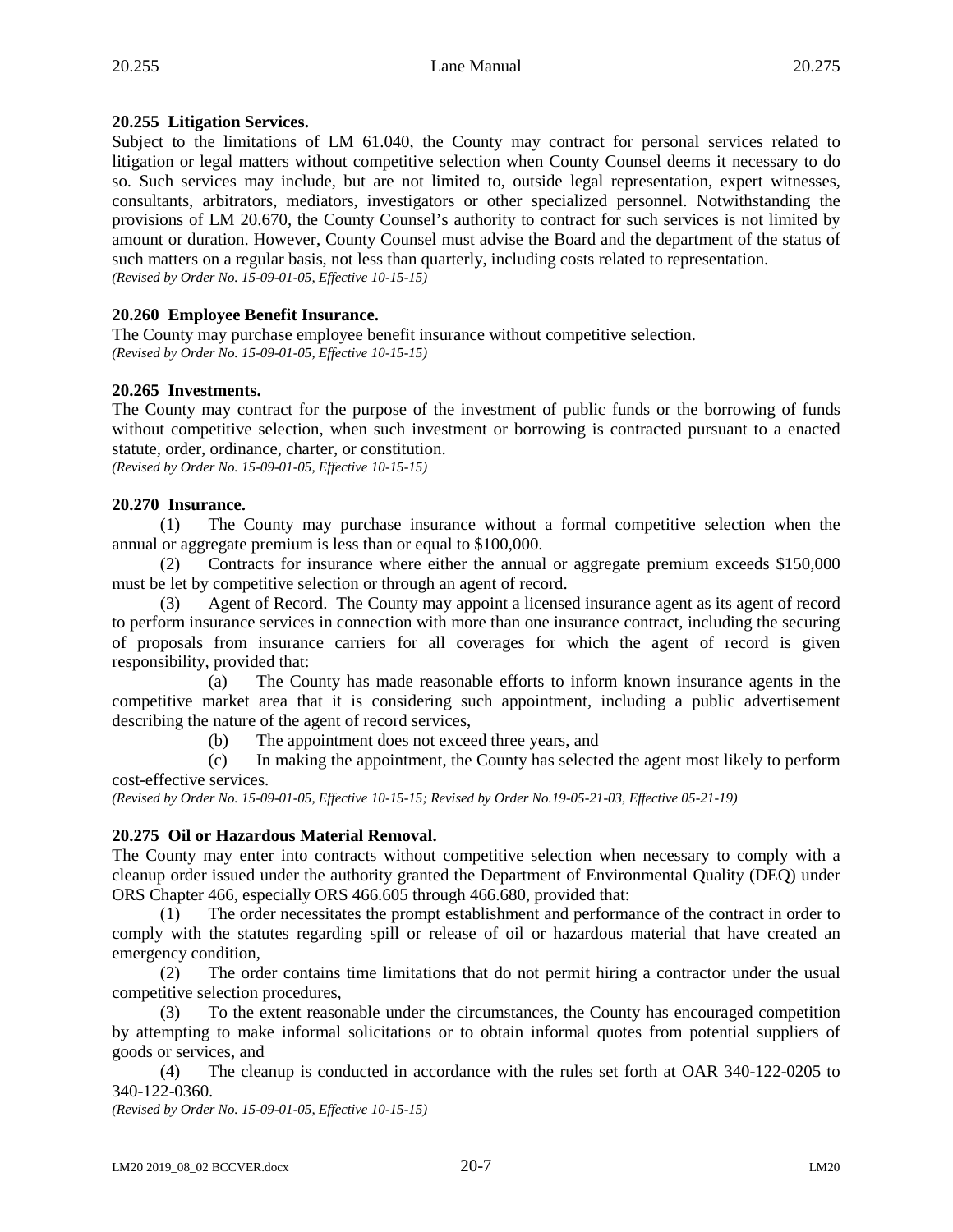### 20.255 Litigation Services.

Subject to the limitations of LM 61.040, the County may contract for personal services related to litigation or legal matters without competitive selection when County Counsel deems it necessary to do so. Such services may include, but are not limited to, outside legal representation, expert witnesses, consultants, arbitrators, mediators, investigators or other specialized personnel. Notwithstanding the provisions of LM 20.670, the County Counsel's authority to contract for such services is not limited by amount or duration. However, County Counsel must advise the Board and the department of the status of such matters on a regular basis, not less than quarterly, including costs related to representation.
*(Revised by Order No. 15-09-01-05, Effective 10-15-15)*

### 20.260 Employee Benefit Insurance.

The County may purchase employee benefit insurance without competitive selection.
*(Revised by Order No. 15-09-01-05, Effective 10-15-15)*

### 20.265 Investments.

The County may contract for the purpose of the investment of public funds or the borrowing of funds without competitive selection, when such investment or borrowing is contracted pursuant to a enacted statute, order, ordinance, charter, or constitution.
*(Revised by Order No. 15-09-01-05, Effective 10-15-15)*

### 20.270 Insurance.

(1) The County may purchase insurance without a formal competitive selection when the annual or aggregate premium is less than or equal to $100,000.

(2) Contracts for insurance where either the annual or aggregate premium exceeds $150,000 must be let by competitive selection or through an agent of record.

(3) Agent of Record. The County may appoint a licensed insurance agent as its agent of record to perform insurance services in connection with more than one insurance contract, including the securing of proposals from insurance carriers for all coverages for which the agent of record is given responsibility, provided that:

(a) The County has made reasonable efforts to inform known insurance agents in the competitive market area that it is considering such appointment, including a public advertisement describing the nature of the agent of record services,

(b) The appointment does not exceed three years, and

(c) In making the appointment, the County has selected the agent most likely to perform cost-effective services.

*(Revised by Order No. 15-09-01-05, Effective 10-15-15; Revised by Order No.19-05-21-03, Effective 05-21-19)*

### 20.275 Oil or Hazardous Material Removal.

The County may enter into contracts without competitive selection when necessary to comply with a cleanup order issued under the authority granted the Department of Environmental Quality (DEQ) under ORS Chapter 466, especially ORS 466.605 through 466.680, provided that:

(1) The order necessitates the prompt establishment and performance of the contract in order to comply with the statutes regarding spill or release of oil or hazardous material that have created an emergency condition,

(2) The order contains time limitations that do not permit hiring a contractor under the usual competitive selection procedures,

(3) To the extent reasonable under the circumstances, the County has encouraged competition by attempting to make informal solicitations or to obtain informal quotes from potential suppliers of goods or services, and

(4) The cleanup is conducted in accordance with the rules set forth at OAR 340-122-0205 to 340-122-0360.

*(Revised by Order No. 15-09-01-05, Effective 10-15-15)*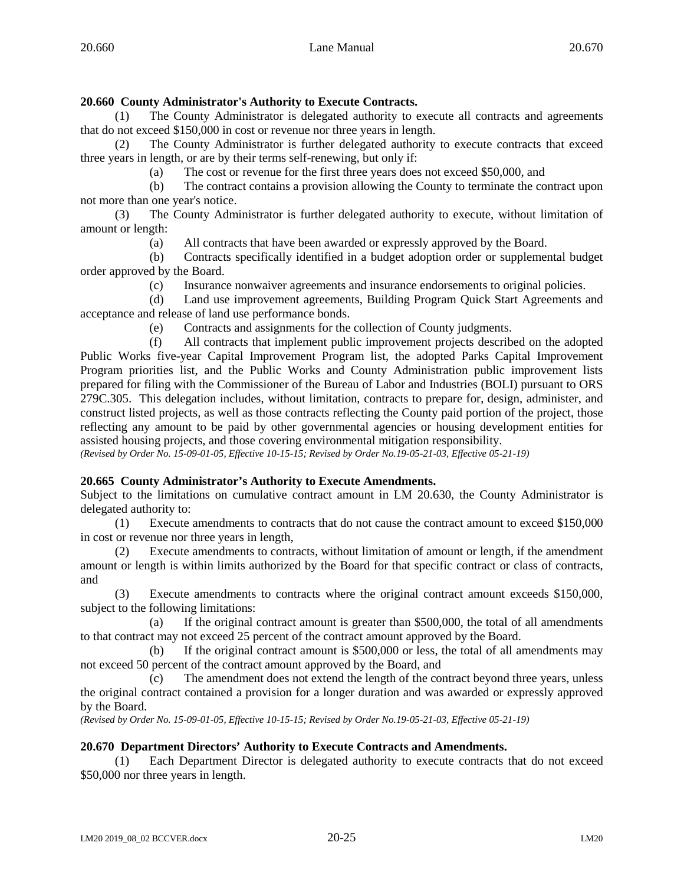**20.660 County Administrator's Authority to Execute Contracts.**

(1) The County Administrator is delegated authority to execute all contracts and agreements that do not exceed $150,000 in cost or revenue nor three years in length.

(2) The County Administrator is further delegated authority to execute contracts that exceed three years in length, or are by their terms self-renewing, but only if:

(a) The cost or revenue for the first three years does not exceed $50,000, and

(b) The contract contains a provision allowing the County to terminate the contract upon not more than one year's notice.

(3) The County Administrator is further delegated authority to execute, without limitation of amount or length:

(a) All contracts that have been awarded or expressly approved by the Board.

(b) Contracts specifically identified in a budget adoption order or supplemental budget order approved by the Board.

(c) Insurance nonwaiver agreements and insurance endorsements to original policies.

(d) Land use improvement agreements, Building Program Quick Start Agreements and acceptance and release of land use performance bonds.

(e) Contracts and assignments for the collection of County judgments.

(f) All contracts that implement public improvement projects described on the adopted Public Works five-year Capital Improvement Program list, the adopted Parks Capital Improvement Program priorities list, and the Public Works and County Administration public improvement lists prepared for filing with the Commissioner of the Bureau of Labor and Industries (BOLI) pursuant to ORS 279C.305. This delegation includes, without limitation, contracts to prepare for, design, administer, and construct listed projects, as well as those contracts reflecting the County paid portion of the project, those reflecting any amount to be paid by other governmental agencies or housing development entities for assisted housing projects, and those covering environmental mitigation responsibility.

*(Revised by Order No. 15-09-01-05, Effective 10-15-15; Revised by Order No.19-05-21-03, Effective 05-21-19)*

**20.665 County Administrator's Authority to Execute Amendments.**

Subject to the limitations on cumulative contract amount in LM 20.630, the County Administrator is delegated authority to:

(1) Execute amendments to contracts that do not cause the contract amount to exceed $150,000 in cost or revenue nor three years in length,

(2) Execute amendments to contracts, without limitation of amount or length, if the amendment amount or length is within limits authorized by the Board for that specific contract or class of contracts, and

(3) Execute amendments to contracts where the original contract amount exceeds $150,000, subject to the following limitations:

(a) If the original contract amount is greater than $500,000, the total of all amendments to that contract may not exceed 25 percent of the contract amount approved by the Board.

(b) If the original contract amount is $500,000 or less, the total of all amendments may not exceed 50 percent of the contract amount approved by the Board, and

(c) The amendment does not extend the length of the contract beyond three years, unless the original contract contained a provision for a longer duration and was awarded or expressly approved by the Board.

*(Revised by Order No. 15-09-01-05, Effective 10-15-15; Revised by Order No.19-05-21-03, Effective 05-21-19)*

**20.670 Department Directors' Authority to Execute Contracts and Amendments.**

(1) Each Department Director is delegated authority to execute contracts that do not exceed $50,000 nor three years in length.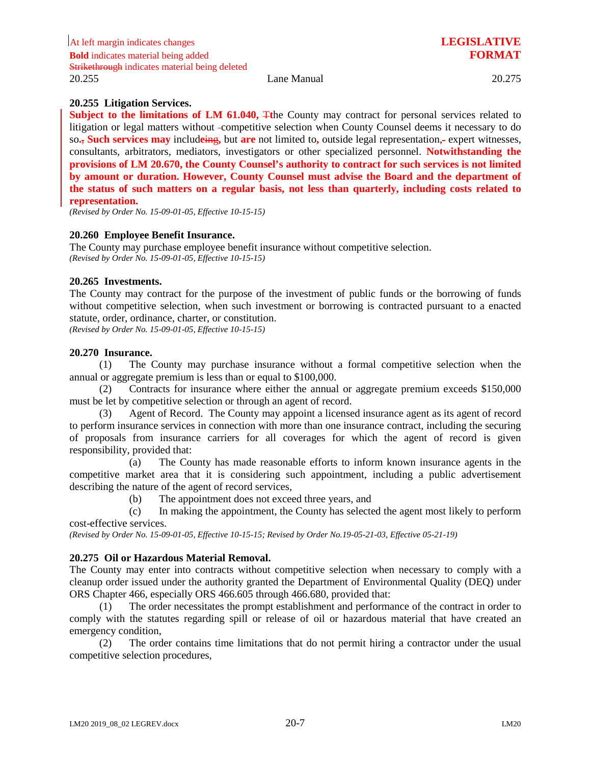## 20.255 Litigation Services.

**Subject to the limitations of LM 61.040,** ~~T~~the County may contract for personal services related to litigation or legal matters without competitive selection when County Counsel deems it necessary to do so~~.,~~ **Such services may** includ~~eing~~e, but **are** not limited to**,** outside legal representation,~~-~~ expert witnesses, consultants, arbitrators, mediators, investigators or other specialized personnel. **Notwithstanding the provisions of LM 20.670, the County Counsel's authority to contract for such services is not limited by amount or duration. However, County Counsel must advise the Board and the department of the status of such matters on a regular basis, not less than quarterly, including costs related to representation.**

*(Revised by Order No. 15-09-01-05, Effective 10-15-15)*

## 20.260 Employee Benefit Insurance.

The County may purchase employee benefit insurance without competitive selection.

*(Revised by Order No. 15-09-01-05, Effective 10-15-15)*

## 20.265 Investments.

The County may contract for the purpose of the investment of public funds or the borrowing of funds without competitive selection, when such investment or borrowing is contracted pursuant to a enacted statute, order, ordinance, charter, or constitution.

*(Revised by Order No. 15-09-01-05, Effective 10-15-15)*

## 20.270 Insurance.

(1) The County may purchase insurance without a formal competitive selection when the annual or aggregate premium is less than or equal to $100,000.

(2) Contracts for insurance where either the annual or aggregate premium exceeds $150,000 must be let by competitive selection or through an agent of record.

(3) Agent of Record. The County may appoint a licensed insurance agent as its agent of record to perform insurance services in connection with more than one insurance contract, including the securing of proposals from insurance carriers for all coverages for which the agent of record is given responsibility, provided that:

(a) The County has made reasonable efforts to inform known insurance agents in the competitive market area that it is considering such appointment, including a public advertisement describing the nature of the agent of record services,

(b) The appointment does not exceed three years, and

(c) In making the appointment, the County has selected the agent most likely to perform cost-effective services.

*(Revised by Order No. 15-09-01-05, Effective 10-15-15; Revised by Order No.19-05-21-03, Effective 05-21-19)*

## 20.275 Oil or Hazardous Material Removal.

The County may enter into contracts without competitive selection when necessary to comply with a cleanup order issued under the authority granted the Department of Environmental Quality (DEQ) under ORS Chapter 466, especially ORS 466.605 through 466.680, provided that:

(1) The order necessitates the prompt establishment and performance of the contract in order to comply with the statutes regarding spill or release of oil or hazardous material that have created an emergency condition,

(2) The order contains time limitations that do not permit hiring a contractor under the usual competitive selection procedures,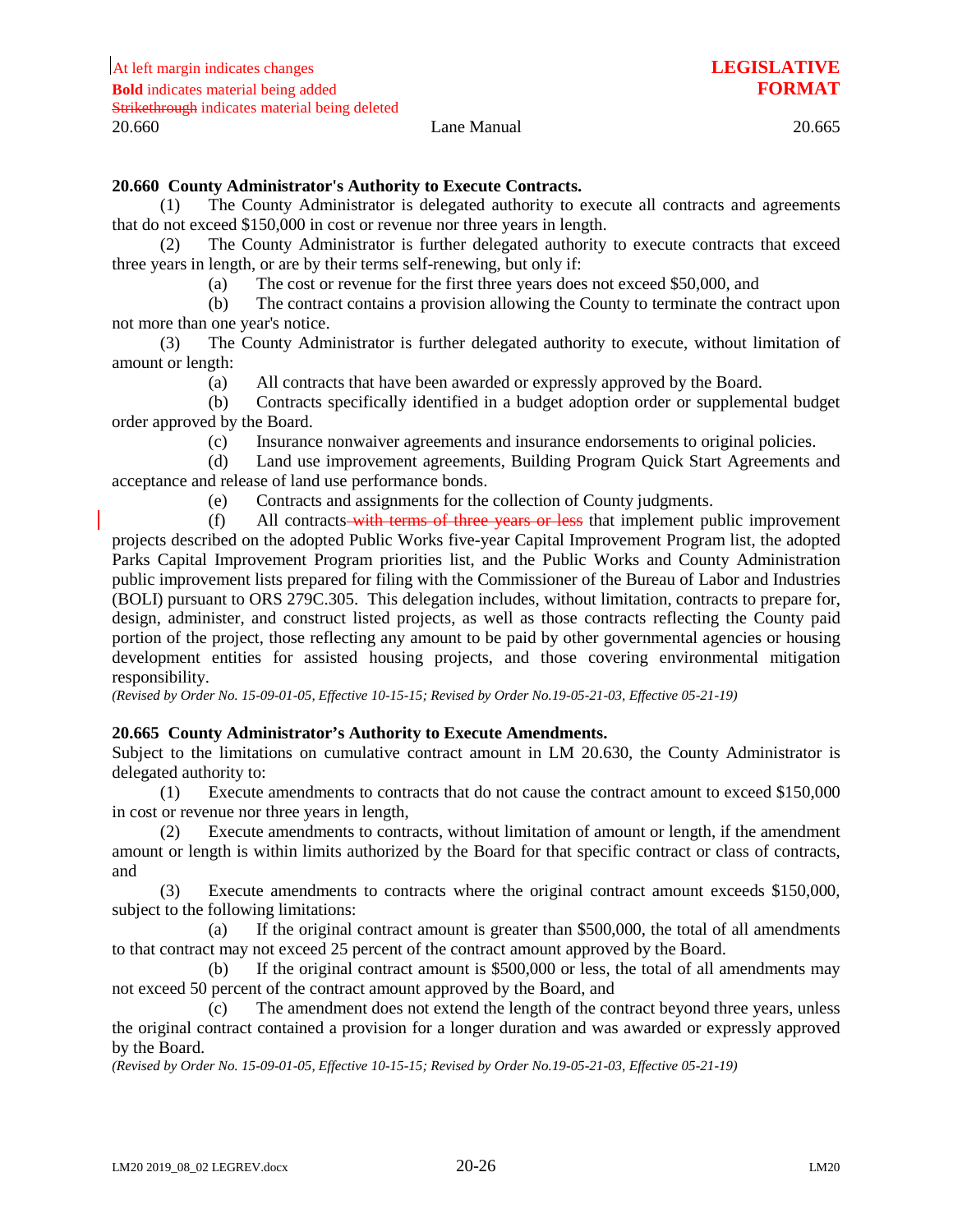**20.660 County Administrator's Authority to Execute Contracts.**

(1) The County Administrator is delegated authority to execute all contracts and agreements that do not exceed $150,000 in cost or revenue nor three years in length.

(2) The County Administrator is further delegated authority to execute contracts that exceed three years in length, or are by their terms self-renewing, but only if:

(a) The cost or revenue for the first three years does not exceed $50,000, and

(b) The contract contains a provision allowing the County to terminate the contract upon not more than one year's notice.

(3) The County Administrator is further delegated authority to execute, without limitation of amount or length:

(a) All contracts that have been awarded or expressly approved by the Board.

(b) Contracts specifically identified in a budget adoption order or supplemental budget order approved by the Board.

(c) Insurance nonwaiver agreements and insurance endorsements to original policies.

(d) Land use improvement agreements, Building Program Quick Start Agreements and acceptance and release of land use performance bonds.

(e) Contracts and assignments for the collection of County judgments.

(f) All contracts ~~with terms of three years or less~~ that implement public improvement projects described on the adopted Public Works five-year Capital Improvement Program list, the adopted Parks Capital Improvement Program priorities list, and the Public Works and County Administration public improvement lists prepared for filing with the Commissioner of the Bureau of Labor and Industries (BOLI) pursuant to ORS 279C.305. This delegation includes, without limitation, contracts to prepare for, design, administer, and construct listed projects, as well as those contracts reflecting the County paid portion of the project, those reflecting any amount to be paid by other governmental agencies or housing development entities for assisted housing projects, and those covering environmental mitigation responsibility.

*(Revised by Order No. 15-09-01-05, Effective 10-15-15; Revised by Order No.19-05-21-03, Effective 05-21-19)*

**20.665 County Administrator's Authority to Execute Amendments.**

Subject to the limitations on cumulative contract amount in LM 20.630, the County Administrator is delegated authority to:

(1) Execute amendments to contracts that do not cause the contract amount to exceed $150,000 in cost or revenue nor three years in length,

(2) Execute amendments to contracts, without limitation of amount or length, if the amendment amount or length is within limits authorized by the Board for that specific contract or class of contracts, and

(3) Execute amendments to contracts where the original contract amount exceeds $150,000, subject to the following limitations:

(a) If the original contract amount is greater than $500,000, the total of all amendments to that contract may not exceed 25 percent of the contract amount approved by the Board.

(b) If the original contract amount is $500,000 or less, the total of all amendments may not exceed 50 percent of the contract amount approved by the Board, and

(c) The amendment does not extend the length of the contract beyond three years, unless the original contract contained a provision for a longer duration and was awarded or expressly approved by the Board.

*(Revised by Order No. 15-09-01-05, Effective 10-15-15; Revised by Order No.19-05-21-03, Effective 05-21-19)*